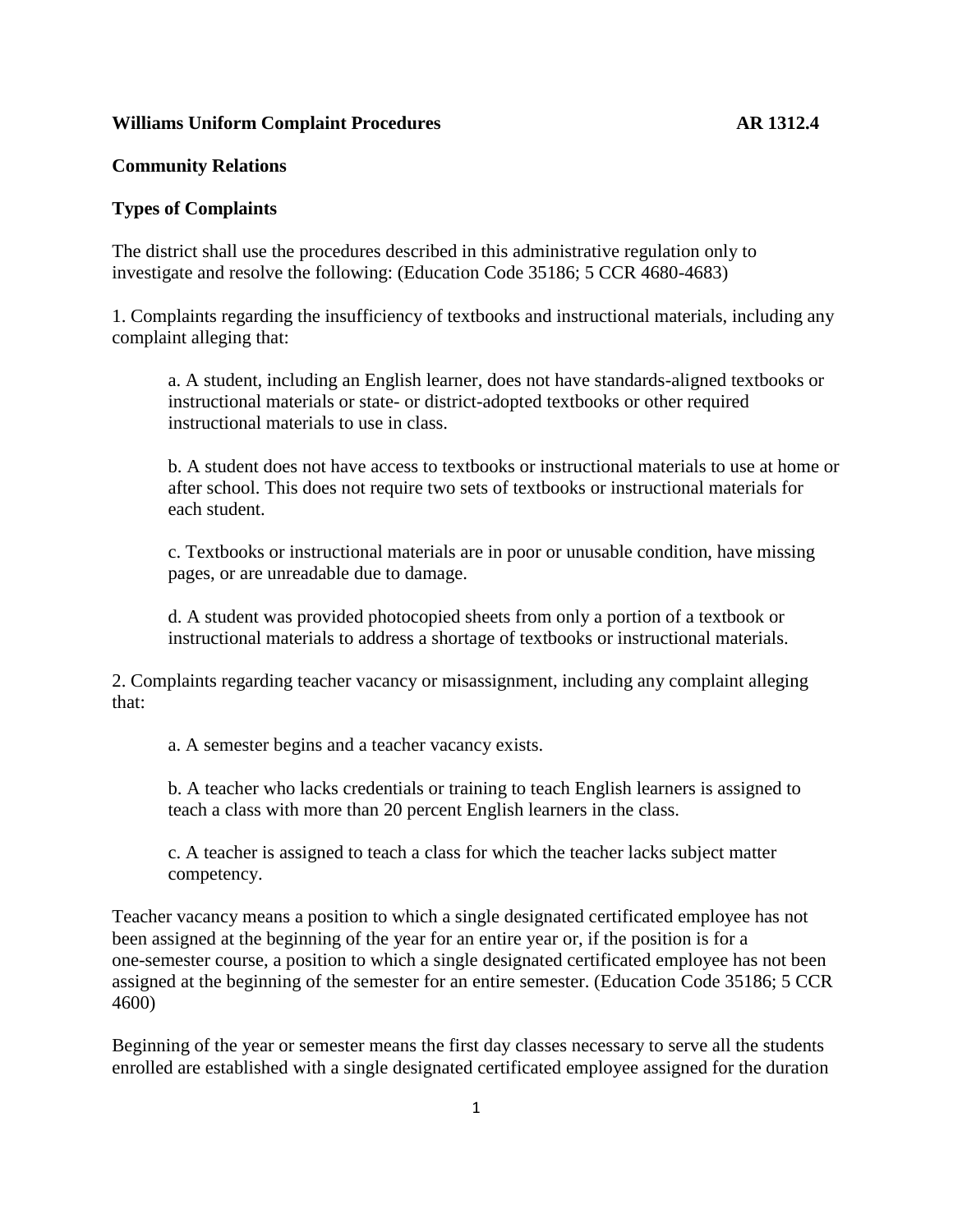**Williams Uniform Complaint Procedures** **AR 1312.4**

**Community Relations**

**Types of Complaints**

The district shall use the procedures described in this administrative regulation only to investigate and resolve the following: (Education Code 35186; 5 CCR 4680-4683)

1. Complaints regarding the insufficiency of textbooks and instructional materials, including any complaint alleging that:

   a. A student, including an English learner, does not have standards-aligned textbooks or instructional materials or state- or district-adopted textbooks or other required instructional materials to use in class.

   b. A student does not have access to textbooks or instructional materials to use at home or after school. This does not require two sets of textbooks or instructional materials for each student.

   c. Textbooks or instructional materials are in poor or unusable condition, have missing pages, or are unreadable due to damage.

   d. A student was provided photocopied sheets from only a portion of a textbook or instructional materials to address a shortage of textbooks or instructional materials.

2. Complaints regarding teacher vacancy or misassignment, including any complaint alleging that:

   a. A semester begins and a teacher vacancy exists.

   b. A teacher who lacks credentials or training to teach English learners is assigned to teach a class with more than 20 percent English learners in the class.

   c. A teacher is assigned to teach a class for which the teacher lacks subject matter competency.

Teacher vacancy means a position to which a single designated certificated employee has not been assigned at the beginning of the year for an entire year or, if the position is for a one-semester course, a position to which a single designated certificated employee has not been assigned at the beginning of the semester for an entire semester. (Education Code 35186; 5 CCR 4600)

Beginning of the year or semester means the first day classes necessary to serve all the students enrolled are established with a single designated certificated employee assigned for the duration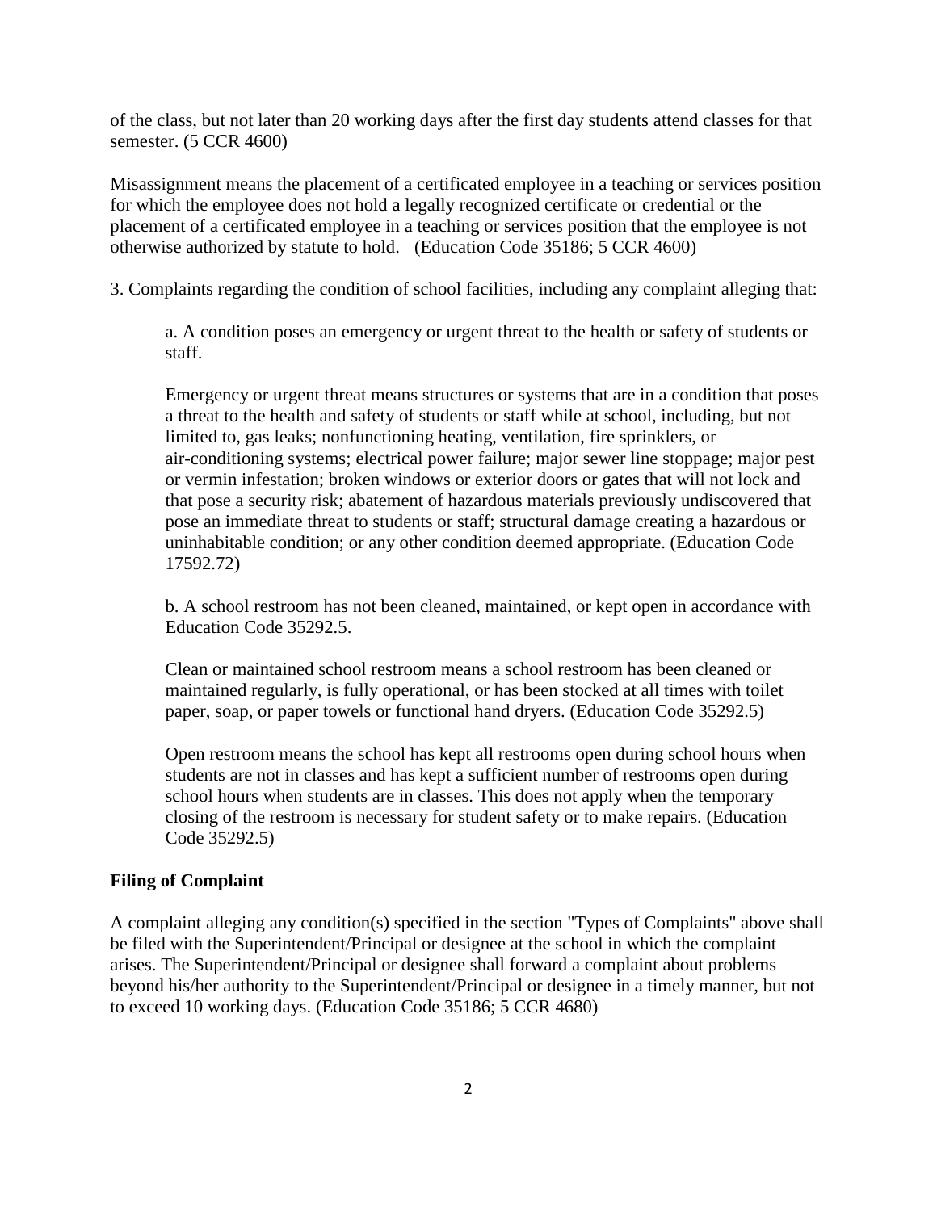of the class, but not later than 20 working days after the first day students attend classes for that semester. (5 CCR 4600)

Misassignment means the placement of a certificated employee in a teaching or services position for which the employee does not hold a legally recognized certificate or credential or the placement of a certificated employee in a teaching or services position that the employee is not otherwise authorized by statute to hold. (Education Code 35186; 5 CCR 4600)

3. Complaints regarding the condition of school facilities, including any complaint alleging that:

   a. A condition poses an emergency or urgent threat to the health or safety of students or staff.

   Emergency or urgent threat means structures or systems that are in a condition that poses a threat to the health and safety of students or staff while at school, including, but not limited to, gas leaks; nonfunctioning heating, ventilation, fire sprinklers, or air-conditioning systems; electrical power failure; major sewer line stoppage; major pest or vermin infestation; broken windows or exterior doors or gates that will not lock and that pose a security risk; abatement of hazardous materials previously undiscovered that pose an immediate threat to students or staff; structural damage creating a hazardous or uninhabitable condition; or any other condition deemed appropriate. (Education Code 17592.72)

   b. A school restroom has not been cleaned, maintained, or kept open in accordance with Education Code 35292.5.

   Clean or maintained school restroom means a school restroom has been cleaned or maintained regularly, is fully operational, or has been stocked at all times with toilet paper, soap, or paper towels or functional hand dryers. (Education Code 35292.5)

   Open restroom means the school has kept all restrooms open during school hours when students are not in classes and has kept a sufficient number of restrooms open during school hours when students are in classes. This does not apply when the temporary closing of the restroom is necessary for student safety or to make repairs. (Education Code 35292.5)

**Filing of Complaint**

A complaint alleging any condition(s) specified in the section "Types of Complaints" above shall be filed with the Superintendent/Principal or designee at the school in which the complaint arises. The Superintendent/Principal or designee shall forward a complaint about problems beyond his/her authority to the Superintendent/Principal or designee in a timely manner, but not to exceed 10 working days. (Education Code 35186; 5 CCR 4680)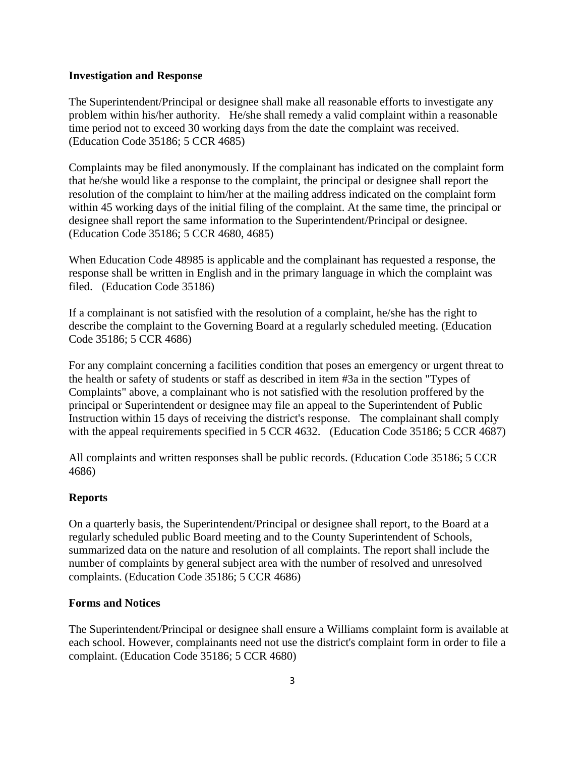**Investigation and Response**

The Superintendent/Principal or designee shall make all reasonable efforts to investigate any problem within his/her authority. He/she shall remedy a valid complaint within a reasonable time period not to exceed 30 working days from the date the complaint was received. (Education Code 35186; 5 CCR 4685)

Complaints may be filed anonymously. If the complainant has indicated on the complaint form that he/she would like a response to the complaint, the principal or designee shall report the resolution of the complaint to him/her at the mailing address indicated on the complaint form within 45 working days of the initial filing of the complaint. At the same time, the principal or designee shall report the same information to the Superintendent/Principal or designee. (Education Code 35186; 5 CCR 4680, 4685)

When Education Code 48985 is applicable and the complainant has requested a response, the response shall be written in English and in the primary language in which the complaint was filed. (Education Code 35186)

If a complainant is not satisfied with the resolution of a complaint, he/she has the right to describe the complaint to the Governing Board at a regularly scheduled meeting. (Education Code 35186; 5 CCR 4686)

For any complaint concerning a facilities condition that poses an emergency or urgent threat to the health or safety of students or staff as described in item #3a in the section "Types of Complaints" above, a complainant who is not satisfied with the resolution proffered by the principal or Superintendent or designee may file an appeal to the Superintendent of Public Instruction within 15 days of receiving the district's response. The complainant shall comply with the appeal requirements specified in 5 CCR 4632. (Education Code 35186; 5 CCR 4687)

All complaints and written responses shall be public records. (Education Code 35186; 5 CCR 4686)

**Reports**

On a quarterly basis, the Superintendent/Principal or designee shall report, to the Board at a regularly scheduled public Board meeting and to the County Superintendent of Schools, summarized data on the nature and resolution of all complaints. The report shall include the number of complaints by general subject area with the number of resolved and unresolved complaints. (Education Code 35186; 5 CCR 4686)

**Forms and Notices**

The Superintendent/Principal or designee shall ensure a Williams complaint form is available at each school. However, complainants need not use the district's complaint form in order to file a complaint. (Education Code 35186; 5 CCR 4680)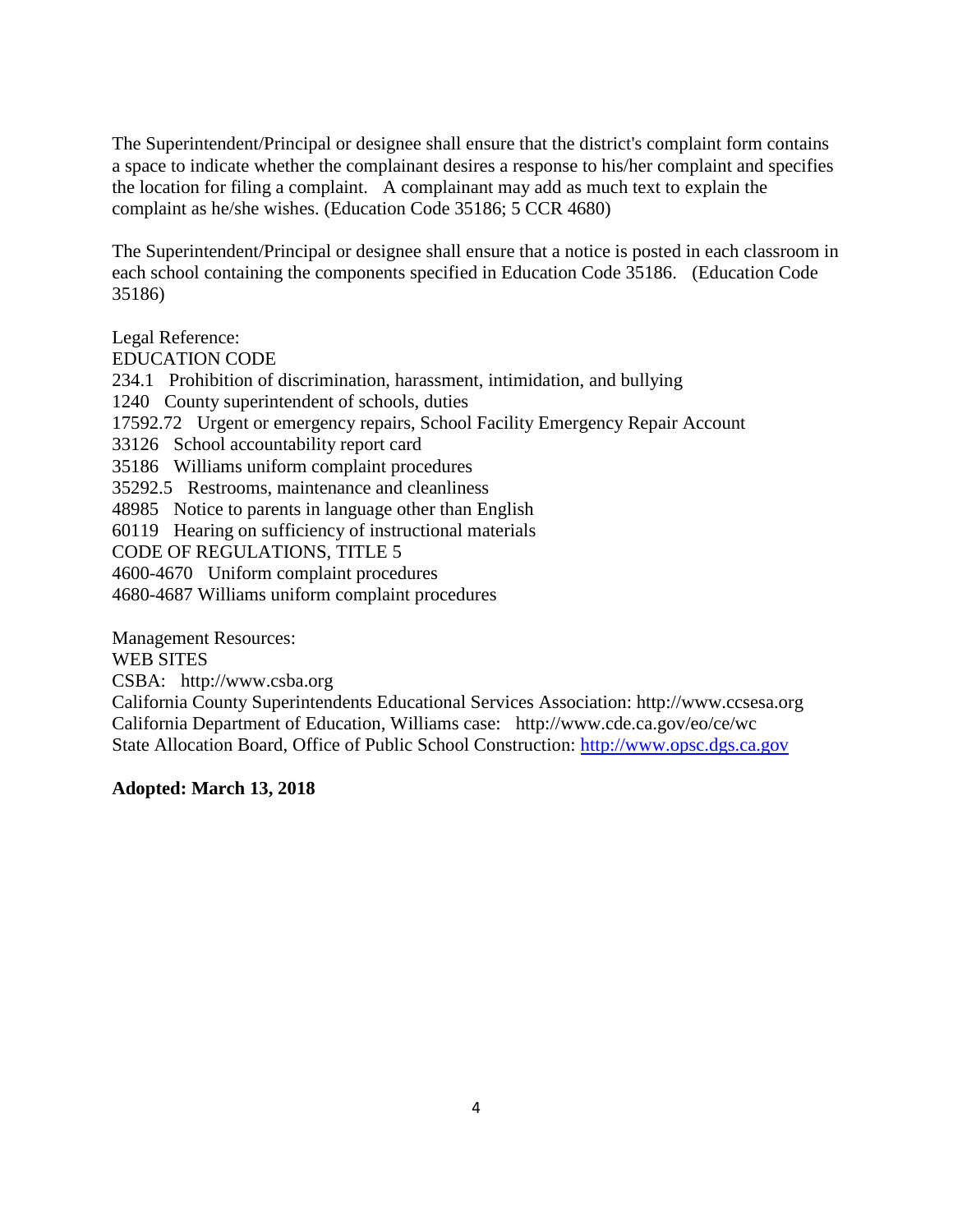The Superintendent/Principal or designee shall ensure that the district's complaint form contains a space to indicate whether the complainant desires a response to his/her complaint and specifies the location for filing a complaint. A complainant may add as much text to explain the complaint as he/she wishes. (Education Code 35186; 5 CCR 4680)

The Superintendent/Principal or designee shall ensure that a notice is posted in each classroom in each school containing the components specified in Education Code 35186. (Education Code 35186)

Legal Reference:
EDUCATION CODE
234.1 Prohibition of discrimination, harassment, intimidation, and bullying
1240 County superintendent of schools, duties
17592.72 Urgent or emergency repairs, School Facility Emergency Repair Account
33126 School accountability report card
35186 Williams uniform complaint procedures
35292.5 Restrooms, maintenance and cleanliness
48985 Notice to parents in language other than English
60119 Hearing on sufficiency of instructional materials
CODE OF REGULATIONS, TITLE 5
4600-4670 Uniform complaint procedures
4680-4687 Williams uniform complaint procedures

Management Resources:
WEB SITES
CSBA: http://www.csba.org
California County Superintendents Educational Services Association: http://www.ccsesa.org
California Department of Education, Williams case: http://www.cde.ca.gov/eo/ce/wc
State Allocation Board, Office of Public School Construction: http://www.opsc.dgs.ca.gov

**Adopted: March 13, 2018**